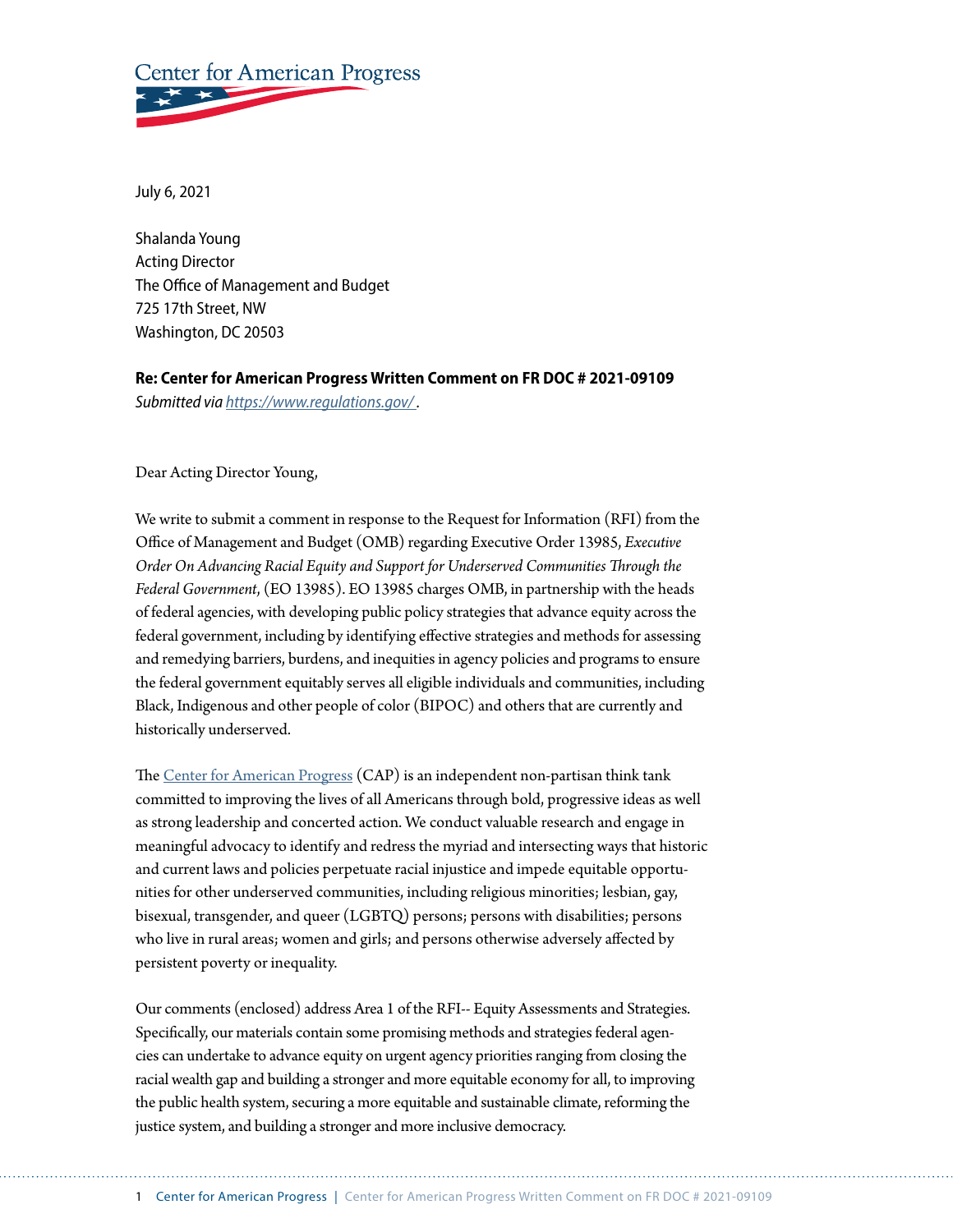Center for American Progress

July 6, 2021

Shalanda Young
Acting Director
The Office of Management and Budget
725 17th Street, NW
Washington, DC 20503

**Re: Center for American Progress Written Comment on FR DOC # 2021-09109**
*Submitted via [https://www.regulations.gov/](https://www.regulations.gov/) .*

Dear Acting Director Young,

We write to submit a comment in response to the Request for Information (RFI) from the Office of Management and Budget (OMB) regarding Executive Order 13985, *Executive Order On Advancing Racial Equity and Support for Underserved Communities Through the Federal Government*, (EO 13985). EO 13985 charges OMB, in partnership with the heads of federal agencies, with developing public policy strategies that advance equity across the federal government, including by identifying effective strategies and methods for assessing and remedying barriers, burdens, and inequities in agency policies and programs to ensure the federal government equitably serves all eligible individuals and communities, including Black, Indigenous and other people of color (BIPOC) and others that are currently and historically underserved.

The [Center for American Progress](#) (CAP) is an independent non-partisan think tank committed to improving the lives of all Americans through bold, progressive ideas as well as strong leadership and concerted action. We conduct valuable research and engage in meaningful advocacy to identify and redress the myriad and intersecting ways that historic and current laws and policies perpetuate racial injustice and impede equitable opportunities for other underserved communities, including religious minorities; lesbian, gay, bisexual, transgender, and queer (LGBTQ) persons; persons with disabilities; persons who live in rural areas; women and girls; and persons otherwise adversely affected by persistent poverty or inequality.

Our comments (enclosed) address Area 1 of the RFI-- Equity Assessments and Strategies. Specifically, our materials contain some promising methods and strategies federal agencies can undertake to advance equity on urgent agency priorities ranging from closing the racial wealth gap and building a stronger and more equitable economy for all, to improving the public health system, securing a more equitable and sustainable climate, reforming the justice system, and building a stronger and more inclusive democracy.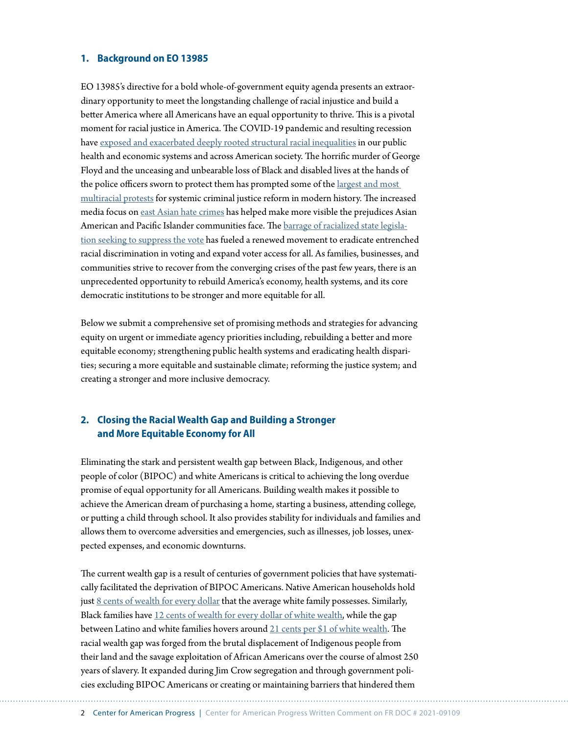## 1. Background on EO 13985

EO 13985's directive for a bold whole-of-government equity agenda presents an extraordinary opportunity to meet the longstanding challenge of racial injustice and build a better America where all Americans have an equal opportunity to thrive. This is a pivotal moment for racial justice in America. The COVID-19 pandemic and resulting recession have exposed and exacerbated deeply rooted structural racial inequalities in our public health and economic systems and across American society. The horrific murder of George Floyd and the unceasing and unbearable loss of Black and disabled lives at the hands of the police officers sworn to protect them has prompted some of the largest and most multiracial protests for systemic criminal justice reform in modern history. The increased media focus on east Asian hate crimes has helped make more visible the prejudices Asian American and Pacific Islander communities face. The barrage of racialized state legislation seeking to suppress the vote has fueled a renewed movement to eradicate entrenched racial discrimination in voting and expand voter access for all. As families, businesses, and communities strive to recover from the converging crises of the past few years, there is an unprecedented opportunity to rebuild America's economy, health systems, and its core democratic institutions to be stronger and more equitable for all.

Below we submit a comprehensive set of promising methods and strategies for advancing equity on urgent or immediate agency priorities including, rebuilding a better and more equitable economy; strengthening public health systems and eradicating health disparities; securing a more equitable and sustainable climate; reforming the justice system; and creating a stronger and more inclusive democracy.

## 2. Closing the Racial Wealth Gap and Building a Stronger and More Equitable Economy for All

Eliminating the stark and persistent wealth gap between Black, Indigenous, and other people of color (BIPOC) and white Americans is critical to achieving the long overdue promise of equal opportunity for all Americans. Building wealth makes it possible to achieve the American dream of purchasing a home, starting a business, attending college, or putting a child through school. It also provides stability for individuals and families and allows them to overcome adversities and emergencies, such as illnesses, job losses, unexpected expenses, and economic downturns.

The current wealth gap is a result of centuries of government policies that have systematically facilitated the deprivation of BIPOC Americans. Native American households hold just 8 cents of wealth for every dollar that the average white family possesses. Similarly, Black families have 12 cents of wealth for every dollar of white wealth, while the gap between Latino and white families hovers around 21 cents per $1 of white wealth. The racial wealth gap was forged from the brutal displacement of Indigenous people from their land and the savage exploitation of African Americans over the course of almost 250 years of slavery. It expanded during Jim Crow segregation and through government policies excluding BIPOC Americans or creating or maintaining barriers that hindered them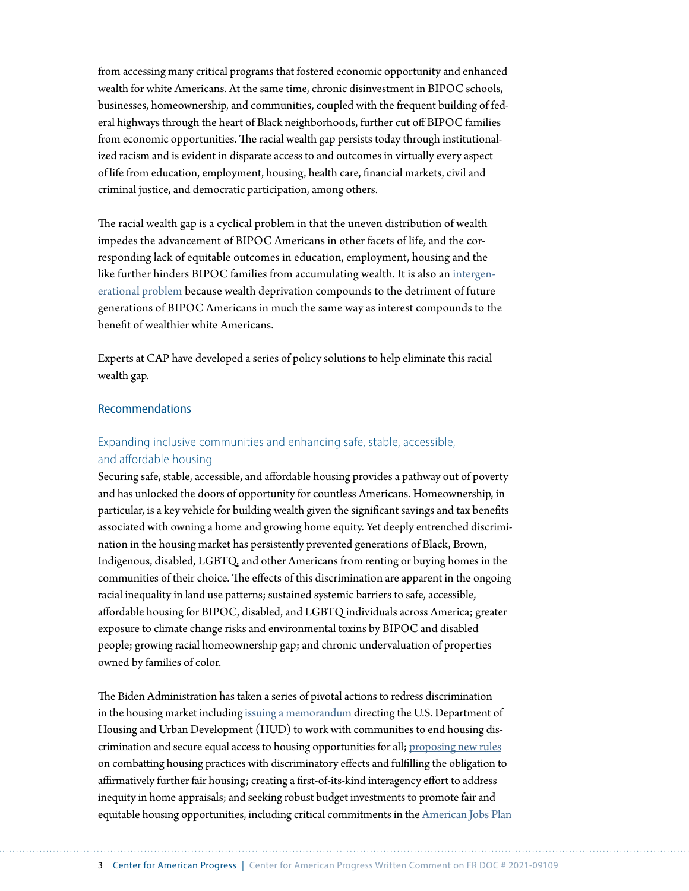from accessing many critical programs that fostered economic opportunity and enhanced wealth for white Americans. At the same time, chronic disinvestment in BIPOC schools, businesses, homeownership, and communities, coupled with the frequent building of federal highways through the heart of Black neighborhoods, further cut off BIPOC families from economic opportunities. The racial wealth gap persists today through institutionalized racism and is evident in disparate access to and outcomes in virtually every aspect of life from education, employment, housing, health care, financial markets, civil and criminal justice, and democratic participation, among others.

The racial wealth gap is a cyclical problem in that the uneven distribution of wealth impedes the advancement of BIPOC Americans in other facets of life, and the corresponding lack of equitable outcomes in education, employment, housing and the like further hinders BIPOC families from accumulating wealth. It is also an intergenerational problem because wealth deprivation compounds to the detriment of future generations of BIPOC Americans in much the same way as interest compounds to the benefit of wealthier white Americans.

Experts at CAP have developed a series of policy solutions to help eliminate this racial wealth gap.

## Recommendations

### Expanding inclusive communities and enhancing safe, stable, accessible, and affordable housing

Securing safe, stable, accessible, and affordable housing provides a pathway out of poverty and has unlocked the doors of opportunity for countless Americans. Homeownership, in particular, is a key vehicle for building wealth given the significant savings and tax benefits associated with owning a home and growing home equity. Yet deeply entrenched discrimination in the housing market has persistently prevented generations of Black, Brown, Indigenous, disabled, LGBTQ, and other Americans from renting or buying homes in the communities of their choice. The effects of this discrimination are apparent in the ongoing racial inequality in land use patterns; sustained systemic barriers to safe, accessible, affordable housing for BIPOC, disabled, and LGBTQ individuals across America; greater exposure to climate change risks and environmental toxins by BIPOC and disabled people; growing racial homeownership gap; and chronic undervaluation of properties owned by families of color.

The Biden Administration has taken a series of pivotal actions to redress discrimination in the housing market including issuing a memorandum directing the U.S. Department of Housing and Urban Development (HUD) to work with communities to end housing discrimination and secure equal access to housing opportunities for all; proposing new rules on combatting housing practices with discriminatory effects and fulfilling the obligation to affirmatively further fair housing; creating a first-of-its-kind interagency effort to address inequity in home appraisals; and seeking robust budget investments to promote fair and equitable housing opportunities, including critical commitments in the American Jobs Plan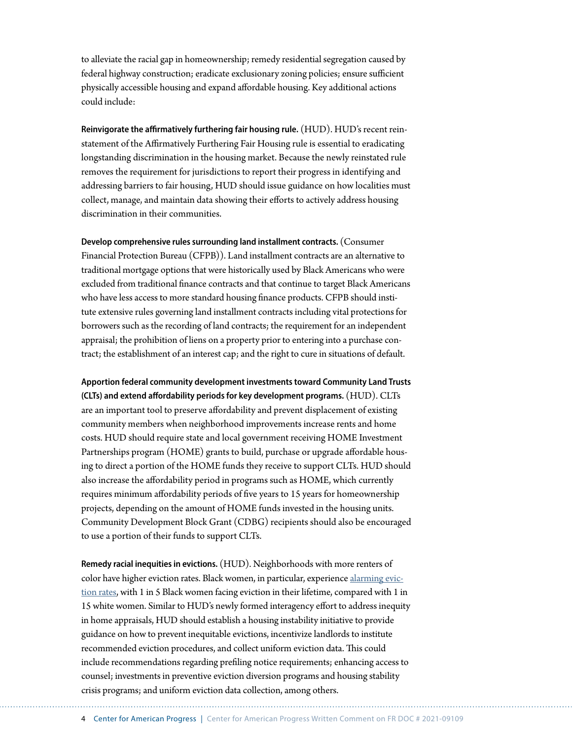to alleviate the racial gap in homeownership; remedy residential segregation caused by federal highway construction; eradicate exclusionary zoning policies; ensure sufficient physically accessible housing and expand affordable housing. Key additional actions could include:

**Reinvigorate the affirmatively furthering fair housing rule.** (HUD). HUD's recent reinstatement of the Affirmatively Furthering Fair Housing rule is essential to eradicating longstanding discrimination in the housing market. Because the newly reinstated rule removes the requirement for jurisdictions to report their progress in identifying and addressing barriers to fair housing, HUD should issue guidance on how localities must collect, manage, and maintain data showing their efforts to actively address housing discrimination in their communities.

**Develop comprehensive rules surrounding land installment contracts.** (Consumer Financial Protection Bureau (CFPB)). Land installment contracts are an alternative to traditional mortgage options that were historically used by Black Americans who were excluded from traditional finance contracts and that continue to target Black Americans who have less access to more standard housing finance products. CFPB should institute extensive rules governing land installment contracts including vital protections for borrowers such as the recording of land contracts; the requirement for an independent appraisal; the prohibition of liens on a property prior to entering into a purchase contract; the establishment of an interest cap; and the right to cure in situations of default.

**Apportion federal community development investments toward Community Land Trusts (CLTs) and extend affordability periods for key development programs.** (HUD). CLTs are an important tool to preserve affordability and prevent displacement of existing community members when neighborhood improvements increase rents and home costs. HUD should require state and local government receiving HOME Investment Partnerships program (HOME) grants to build, purchase or upgrade affordable housing to direct a portion of the HOME funds they receive to support CLTs. HUD should also increase the affordability period in programs such as HOME, which currently requires minimum affordability periods of five years to 15 years for homeownership projects, depending on the amount of HOME funds invested in the housing units. Community Development Block Grant (CDBG) recipients should also be encouraged to use a portion of their funds to support CLTs.

**Remedy racial inequities in evictions.** (HUD). Neighborhoods with more renters of color have higher eviction rates. Black women, in particular, experience alarming eviction rates, with 1 in 5 Black women facing eviction in their lifetime, compared with 1 in 15 white women. Similar to HUD's newly formed interagency effort to address inequity in home appraisals, HUD should establish a housing instability initiative to provide guidance on how to prevent inequitable evictions, incentivize landlords to institute recommended eviction procedures, and collect uniform eviction data. This could include recommendations regarding prefiling notice requirements; enhancing access to counsel; investments in preventive eviction diversion programs and housing stability crisis programs; and uniform eviction data collection, among others.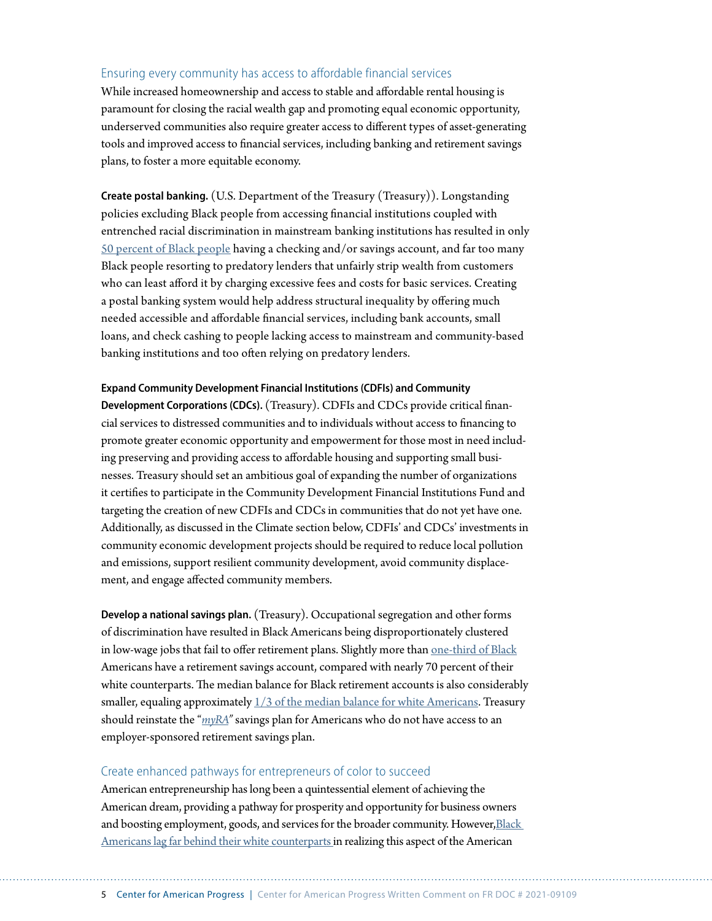## Ensuring every community has access to affordable financial services

While increased homeownership and access to stable and affordable rental housing is paramount for closing the racial wealth gap and promoting equal economic opportunity, underserved communities also require greater access to different types of asset-generating tools and improved access to financial services, including banking and retirement savings plans, to foster a more equitable economy.

**Create postal banking.** (U.S. Department of the Treasury (Treasury)). Longstanding policies excluding Black people from accessing financial institutions coupled with entrenched racial discrimination in mainstream banking institutions has resulted in only 50 percent of Black people having a checking and/or savings account, and far too many Black people resorting to predatory lenders that unfairly strip wealth from customers who can least afford it by charging excessive fees and costs for basic services. Creating a postal banking system would help address structural inequality by offering much needed accessible and affordable financial services, including bank accounts, small loans, and check cashing to people lacking access to mainstream and community-based banking institutions and too often relying on predatory lenders.

**Expand Community Development Financial Institutions (CDFIs) and Community Development Corporations (CDCs).** (Treasury). CDFIs and CDCs provide critical financial services to distressed communities and to individuals without access to financing to promote greater economic opportunity and empowerment for those most in need including preserving and providing access to affordable housing and supporting small businesses. Treasury should set an ambitious goal of expanding the number of organizations it certifies to participate in the Community Development Financial Institutions Fund and targeting the creation of new CDFIs and CDCs in communities that do not yet have one. Additionally, as discussed in the Climate section below, CDFIs' and CDCs' investments in community economic development projects should be required to reduce local pollution and emissions, support resilient community development, avoid community displacement, and engage affected community members.

**Develop a national savings plan.** (Treasury). Occupational segregation and other forms of discrimination have resulted in Black Americans being disproportionately clustered in low-wage jobs that fail to offer retirement plans. Slightly more than one-third of Black Americans have a retirement savings account, compared with nearly 70 percent of their white counterparts. The median balance for Black retirement accounts is also considerably smaller, equaling approximately 1/3 of the median balance for white Americans. Treasury should reinstate the "*myRA*" savings plan for Americans who do not have access to an employer-sponsored retirement savings plan.

## Create enhanced pathways for entrepreneurs of color to succeed

American entrepreneurship has long been a quintessential element of achieving the American dream, providing a pathway for prosperity and opportunity for business owners and boosting employment, goods, and services for the broader community. However, Black Americans lag far behind their white counterparts in realizing this aspect of the American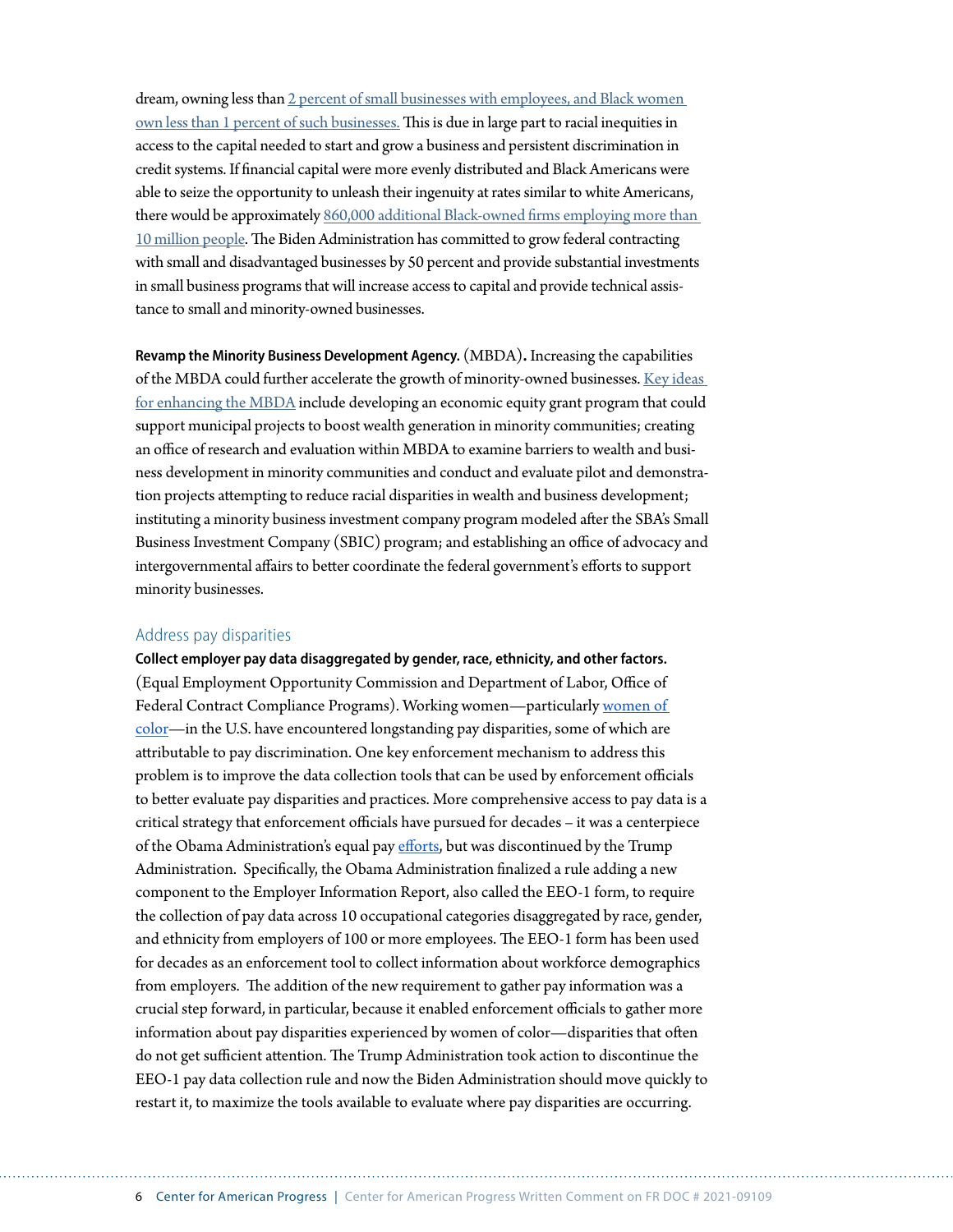dream, owning less than 2 percent of small businesses with employees, and Black women own less than 1 percent of such businesses. This is due in large part to racial inequities in access to the capital needed to start and grow a business and persistent discrimination in credit systems. If financial capital were more evenly distributed and Black Americans were able to seize the opportunity to unleash their ingenuity at rates similar to white Americans, there would be approximately 860,000 additional Black-owned firms employing more than 10 million people. The Biden Administration has committed to grow federal contracting with small and disadvantaged businesses by 50 percent and provide substantial investments in small business programs that will increase access to capital and provide technical assistance to small and minority-owned businesses.

**Revamp the Minority Business Development Agency.** (MBDA)**.** Increasing the capabilities of the MBDA could further accelerate the growth of minority-owned businesses. Key ideas for enhancing the MBDA include developing an economic equity grant program that could support municipal projects to boost wealth generation in minority communities; creating an office of research and evaluation within MBDA to examine barriers to wealth and business development in minority communities and conduct and evaluate pilot and demonstration projects attempting to reduce racial disparities in wealth and business development; instituting a minority business investment company program modeled after the SBA's Small Business Investment Company (SBIC) program; and establishing an office of advocacy and intergovernmental affairs to better coordinate the federal government's efforts to support minority businesses.

### Address pay disparities

**Collect employer pay data disaggregated by gender, race, ethnicity, and other factors.** (Equal Employment Opportunity Commission and Department of Labor, Office of Federal Contract Compliance Programs). Working women—particularly women of color—in the U.S. have encountered longstanding pay disparities, some of which are attributable to pay discrimination. One key enforcement mechanism to address this problem is to improve the data collection tools that can be used by enforcement officials to better evaluate pay disparities and practices. More comprehensive access to pay data is a critical strategy that enforcement officials have pursued for decades – it was a centerpiece of the Obama Administration's equal pay efforts, but was discontinued by the Trump Administration. Specifically, the Obama Administration finalized a rule adding a new component to the Employer Information Report, also called the EEO-1 form, to require the collection of pay data across 10 occupational categories disaggregated by race, gender, and ethnicity from employers of 100 or more employees. The EEO-1 form has been used for decades as an enforcement tool to collect information about workforce demographics from employers. The addition of the new requirement to gather pay information was a crucial step forward, in particular, because it enabled enforcement officials to gather more information about pay disparities experienced by women of color—disparities that often do not get sufficient attention. The Trump Administration took action to discontinue the EEO-1 pay data collection rule and now the Biden Administration should move quickly to restart it, to maximize the tools available to evaluate where pay disparities are occurring.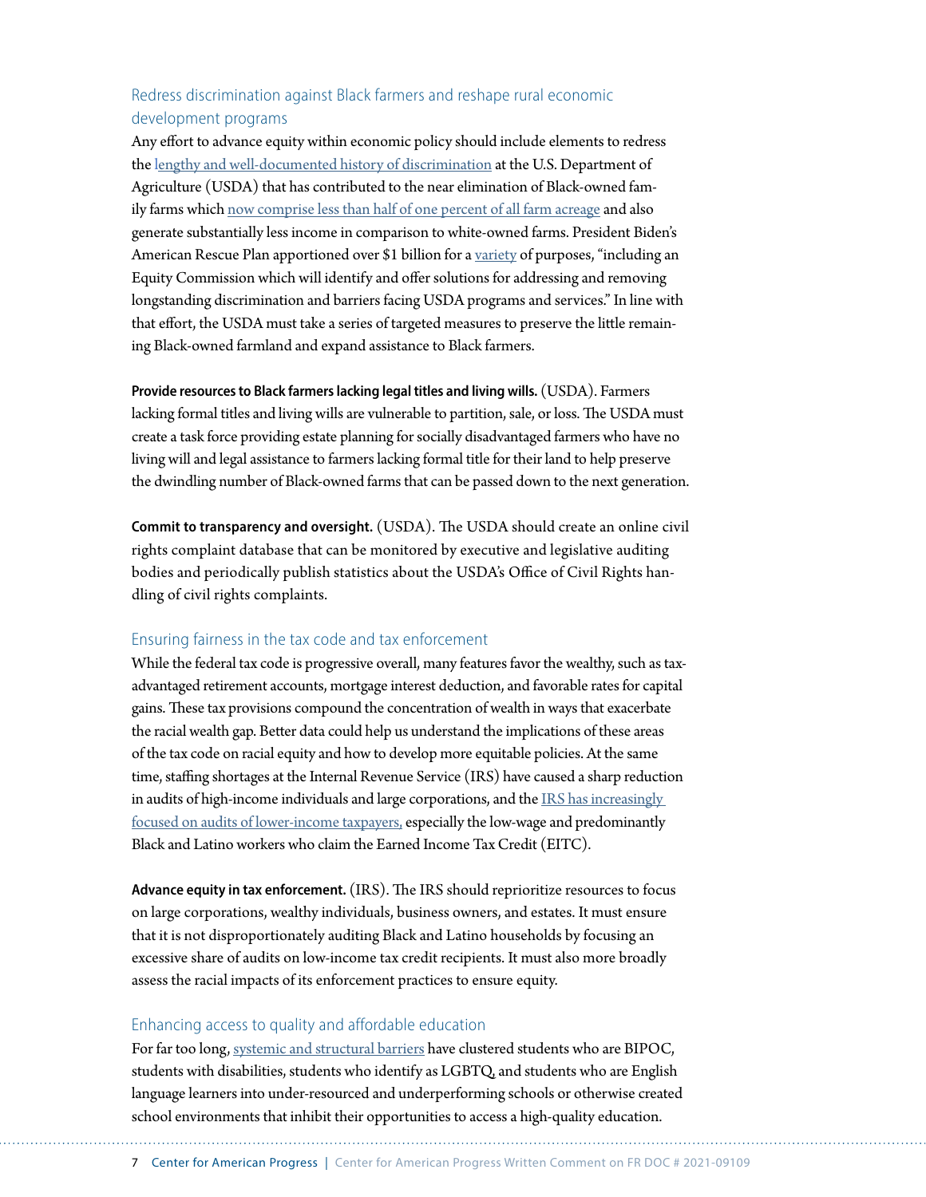### Redress discrimination against Black farmers and reshape rural economic development programs

Any effort to advance equity within economic policy should include elements to redress the lengthy and well-documented history of discrimination at the U.S. Department of Agriculture (USDA) that has contributed to the near elimination of Black-owned family farms which now comprise less than half of one percent of all farm acreage and also generate substantially less income in comparison to white-owned farms. President Biden's American Rescue Plan apportioned over $1 billion for a variety of purposes, "including an Equity Commission which will identify and offer solutions for addressing and removing longstanding discrimination and barriers facing USDA programs and services." In line with that effort, the USDA must take a series of targeted measures to preserve the little remaining Black-owned farmland and expand assistance to Black farmers.

**Provide resources to Black farmers lacking legal titles and living wills.** (USDA). Farmers lacking formal titles and living wills are vulnerable to partition, sale, or loss. The USDA must create a task force providing estate planning for socially disadvantaged farmers who have no living will and legal assistance to farmers lacking formal title for their land to help preserve the dwindling number of Black-owned farms that can be passed down to the next generation.

**Commit to transparency and oversight.** (USDA). The USDA should create an online civil rights complaint database that can be monitored by executive and legislative auditing bodies and periodically publish statistics about the USDA's Office of Civil Rights handling of civil rights complaints.

### Ensuring fairness in the tax code and tax enforcement

While the federal tax code is progressive overall, many features favor the wealthy, such as tax-advantaged retirement accounts, mortgage interest deduction, and favorable rates for capital gains. These tax provisions compound the concentration of wealth in ways that exacerbate the racial wealth gap. Better data could help us understand the implications of these areas of the tax code on racial equity and how to develop more equitable policies. At the same time, staffing shortages at the Internal Revenue Service (IRS) have caused a sharp reduction in audits of high-income individuals and large corporations, and the IRS has increasingly focused on audits of lower-income taxpayers, especially the low-wage and predominantly Black and Latino workers who claim the Earned Income Tax Credit (EITC).

**Advance equity in tax enforcement.** (IRS). The IRS should reprioritize resources to focus on large corporations, wealthy individuals, business owners, and estates. It must ensure that it is not disproportionately auditing Black and Latino households by focusing an excessive share of audits on low-income tax credit recipients. It must also more broadly assess the racial impacts of its enforcement practices to ensure equity.

### Enhancing access to quality and affordable education

For far too long, systemic and structural barriers have clustered students who are BIPOC, students with disabilities, students who identify as LGBTQ, and students who are English language learners into under-resourced and underperforming schools or otherwise created school environments that inhibit their opportunities to access a high-quality education.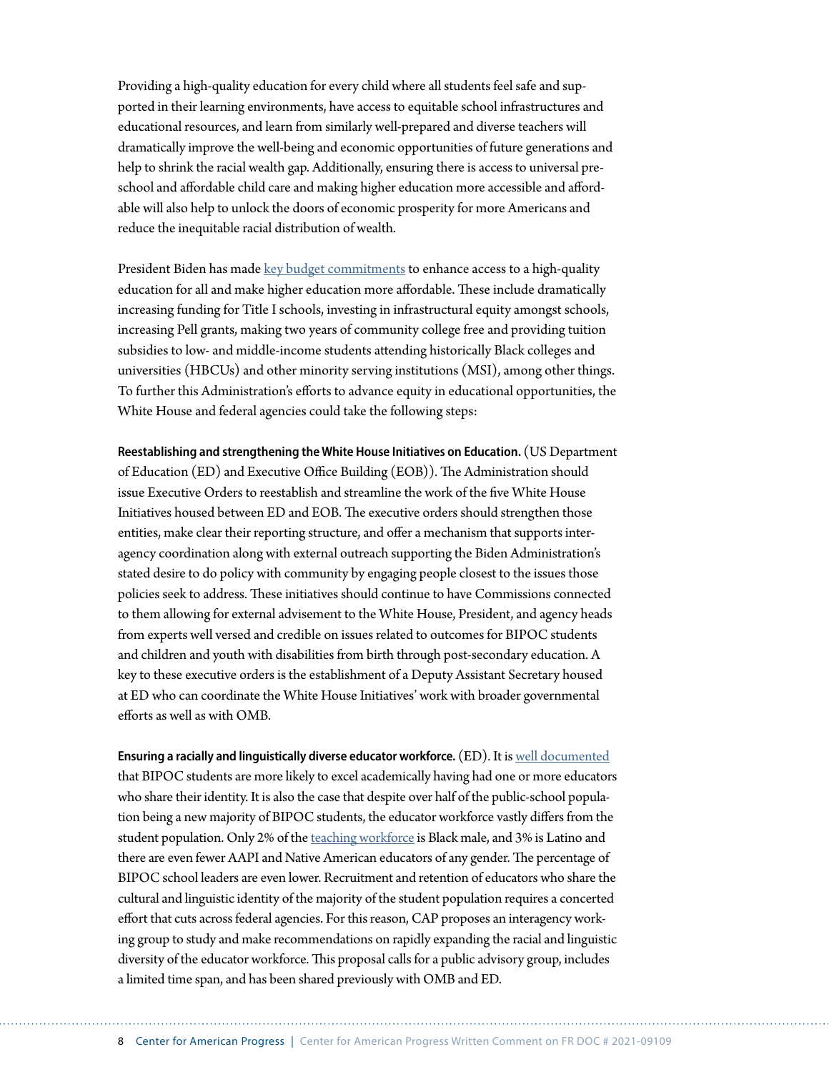Providing a high-quality education for every child where all students feel safe and supported in their learning environments, have access to equitable school infrastructures and educational resources, and learn from similarly well-prepared and diverse teachers will dramatically improve the well-being and economic opportunities of future generations and help to shrink the racial wealth gap. Additionally, ensuring there is access to universal preschool and affordable child care and making higher education more accessible and affordable will also help to unlock the doors of economic prosperity for more Americans and reduce the inequitable racial distribution of wealth.

President Biden has made key budget commitments to enhance access to a high-quality education for all and make higher education more affordable. These include dramatically increasing funding for Title I schools, investing in infrastructural equity amongst schools, increasing Pell grants, making two years of community college free and providing tuition subsidies to low- and middle-income students attending historically Black colleges and universities (HBCUs) and other minority serving institutions (MSI), among other things. To further this Administration's efforts to advance equity in educational opportunities, the White House and federal agencies could take the following steps:

**Reestablishing and strengthening the White House Initiatives on Education.** (US Department of Education (ED) and Executive Office Building (EOB)). The Administration should issue Executive Orders to reestablish and streamline the work of the five White House Initiatives housed between ED and EOB. The executive orders should strengthen those entities, make clear their reporting structure, and offer a mechanism that supports interagency coordination along with external outreach supporting the Biden Administration's stated desire to do policy with community by engaging people closest to the issues those policies seek to address. These initiatives should continue to have Commissions connected to them allowing for external advisement to the White House, President, and agency heads from experts well versed and credible on issues related to outcomes for BIPOC students and children and youth with disabilities from birth through post-secondary education. A key to these executive orders is the establishment of a Deputy Assistant Secretary housed at ED who can coordinate the White House Initiatives' work with broader governmental efforts as well as with OMB.

**Ensuring a racially and linguistically diverse educator workforce.** (ED). It is well documented that BIPOC students are more likely to excel academically having had one or more educators who share their identity. It is also the case that despite over half of the public-school population being a new majority of BIPOC students, the educator workforce vastly differs from the student population. Only 2% of the teaching workforce is Black male, and 3% is Latino and there are even fewer AAPI and Native American educators of any gender. The percentage of BIPOC school leaders are even lower. Recruitment and retention of educators who share the cultural and linguistic identity of the majority of the student population requires a concerted effort that cuts across federal agencies. For this reason, CAP proposes an interagency working group to study and make recommendations on rapidly expanding the racial and linguistic diversity of the educator workforce. This proposal calls for a public advisory group, includes a limited time span, and has been shared previously with OMB and ED.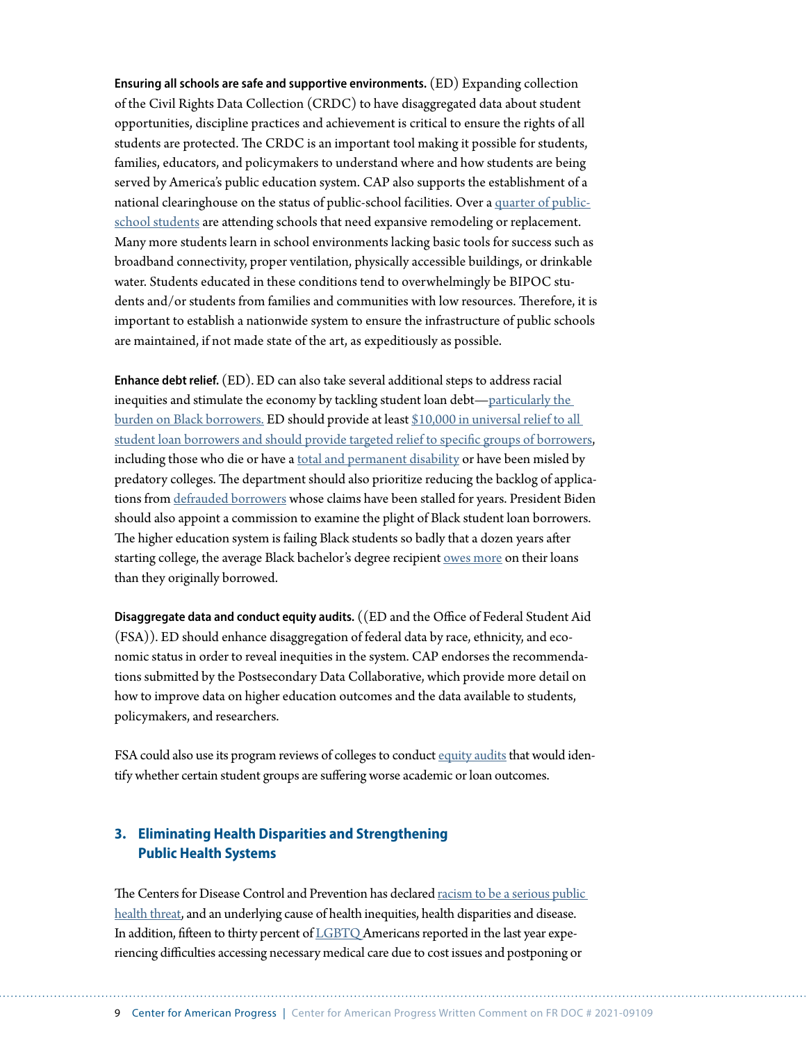**Ensuring all schools are safe and supportive environments.** (ED) Expanding collection of the Civil Rights Data Collection (CRDC) to have disaggregated data about student opportunities, discipline practices and achievement is critical to ensure the rights of all students are protected. The CRDC is an important tool making it possible for students, families, educators, and policymakers to understand where and how students are being served by America's public education system. CAP also supports the establishment of a national clearinghouse on the status of public-school facilities. Over a quarter of public-school students are attending schools that need expansive remodeling or replacement. Many more students learn in school environments lacking basic tools for success such as broadband connectivity, proper ventilation, physically accessible buildings, or drinkable water. Students educated in these conditions tend to overwhelmingly be BIPOC students and/or students from families and communities with low resources. Therefore, it is important to establish a nationwide system to ensure the infrastructure of public schools are maintained, if not made state of the art, as expeditiously as possible.

**Enhance debt relief.** (ED). ED can also take several additional steps to address racial inequities and stimulate the economy by tackling student loan debt—particularly the burden on Black borrowers. ED should provide at least $10,000 in universal relief to all student loan borrowers and should provide targeted relief to specific groups of borrowers, including those who die or have a total and permanent disability or have been misled by predatory colleges. The department should also prioritize reducing the backlog of applications from defrauded borrowers whose claims have been stalled for years. President Biden should also appoint a commission to examine the plight of Black student loan borrowers. The higher education system is failing Black students so badly that a dozen years after starting college, the average Black bachelor's degree recipient owes more on their loans than they originally borrowed.

**Disaggregate data and conduct equity audits.** ((ED and the Office of Federal Student Aid (FSA)). ED should enhance disaggregation of federal data by race, ethnicity, and economic status in order to reveal inequities in the system. CAP endorses the recommendations submitted by the Postsecondary Data Collaborative, which provide more detail on how to improve data on higher education outcomes and the data available to students, policymakers, and researchers.

FSA could also use its program reviews of colleges to conduct equity audits that would identify whether certain student groups are suffering worse academic or loan outcomes.

## 3. Eliminating Health Disparities and Strengthening Public Health Systems

The Centers for Disease Control and Prevention has declared racism to be a serious public health threat, and an underlying cause of health inequities, health disparities and disease. In addition, fifteen to thirty percent of LGBTQ Americans reported in the last year experiencing difficulties accessing necessary medical care due to cost issues and postponing or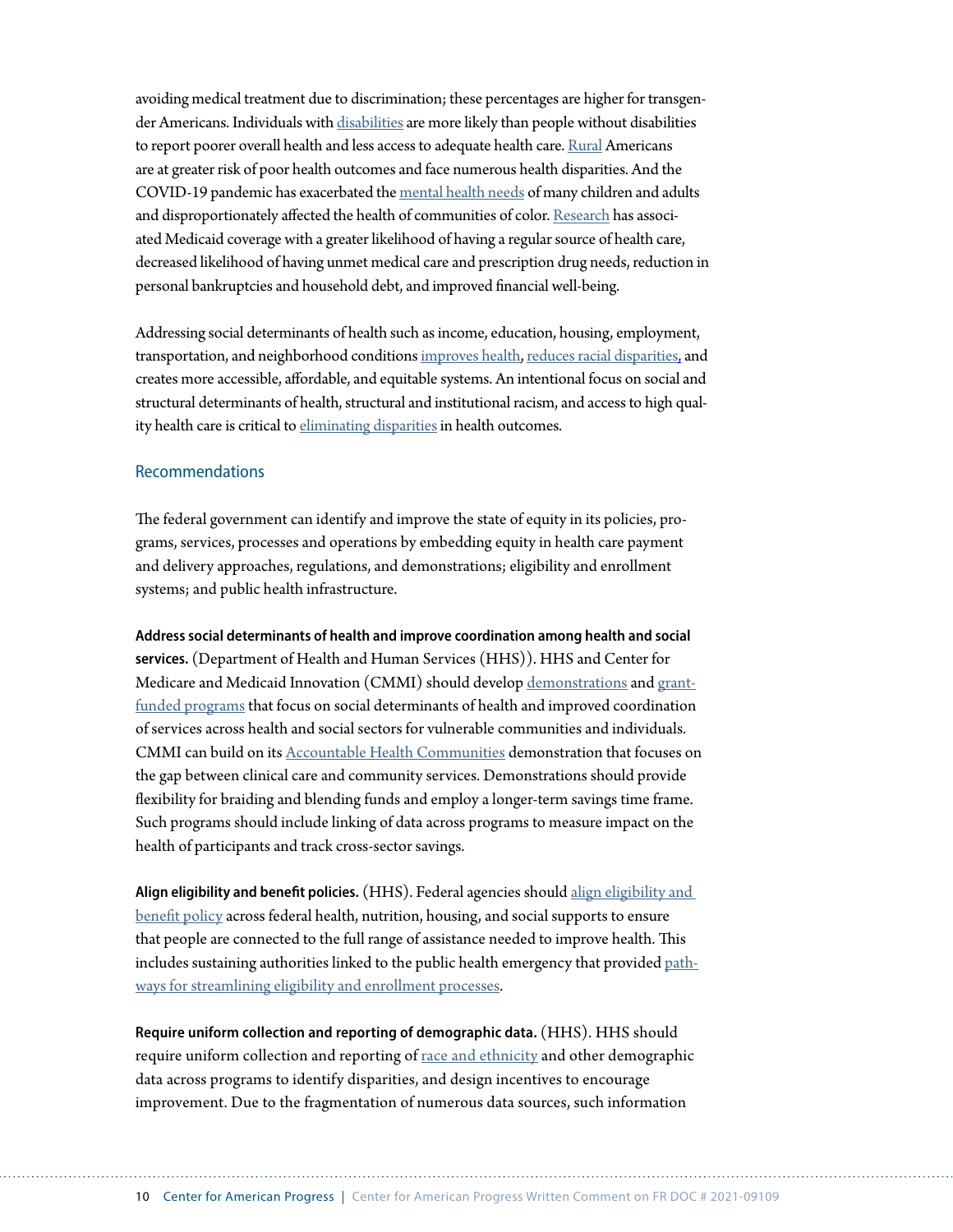avoiding medical treatment due to discrimination; these percentages are higher for transgender Americans. Individuals with disabilities are more likely than people without disabilities to report poorer overall health and less access to adequate health care. Rural Americans are at greater risk of poor health outcomes and face numerous health disparities. And the COVID-19 pandemic has exacerbated the mental health needs of many children and adults and disproportionately affected the health of communities of color. Research has associated Medicaid coverage with a greater likelihood of having a regular source of health care, decreased likelihood of having unmet medical care and prescription drug needs, reduction in personal bankruptcies and household debt, and improved financial well-being.

Addressing social determinants of health such as income, education, housing, employment, transportation, and neighborhood conditions improves health, reduces racial disparities, and creates more accessible, affordable, and equitable systems. An intentional focus on social and structural determinants of health, structural and institutional racism, and access to high quality health care is critical to eliminating disparities in health outcomes.

## Recommendations

The federal government can identify and improve the state of equity in its policies, programs, services, processes and operations by embedding equity in health care payment and delivery approaches, regulations, and demonstrations; eligibility and enrollment systems; and public health infrastructure.

**Address social determinants of health and improve coordination among health and social services.** (Department of Health and Human Services (HHS)). HHS and Center for Medicare and Medicaid Innovation (CMMI) should develop demonstrations and grant-funded programs that focus on social determinants of health and improved coordination of services across health and social sectors for vulnerable communities and individuals. CMMI can build on its Accountable Health Communities demonstration that focuses on the gap between clinical care and community services. Demonstrations should provide flexibility for braiding and blending funds and employ a longer-term savings time frame. Such programs should include linking of data across programs to measure impact on the health of participants and track cross-sector savings.

**Align eligibility and benefit policies.** (HHS). Federal agencies should align eligibility and benefit policy across federal health, nutrition, housing, and social supports to ensure that people are connected to the full range of assistance needed to improve health. This includes sustaining authorities linked to the public health emergency that provided pathways for streamlining eligibility and enrollment processes.

**Require uniform collection and reporting of demographic data.** (HHS). HHS should require uniform collection and reporting of race and ethnicity and other demographic data across programs to identify disparities, and design incentives to encourage improvement. Due to the fragmentation of numerous data sources, such information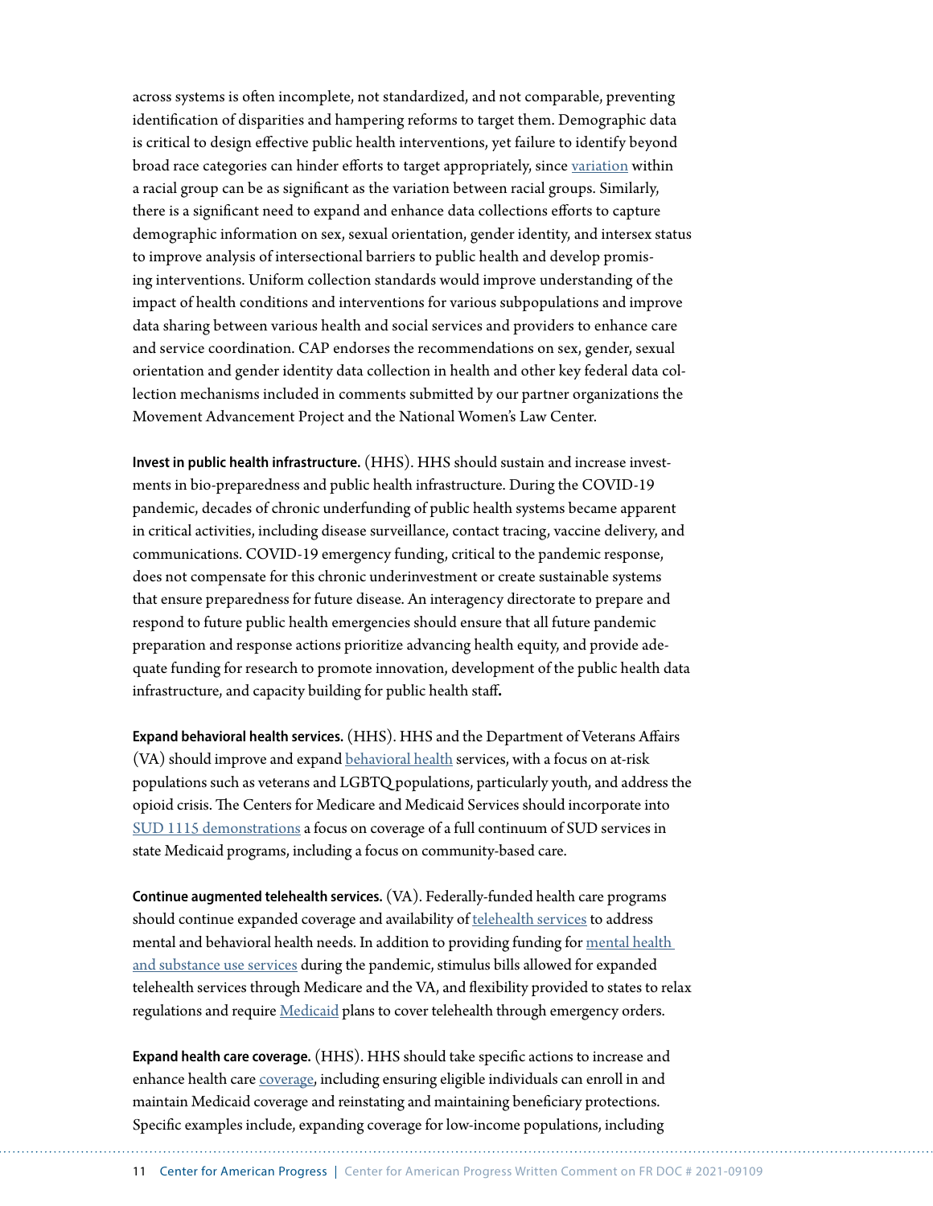across systems is often incomplete, not standardized, and not comparable, preventing identification of disparities and hampering reforms to target them. Demographic data is critical to design effective public health interventions, yet failure to identify beyond broad race categories can hinder efforts to target appropriately, since variation within a racial group can be as significant as the variation between racial groups. Similarly, there is a significant need to expand and enhance data collections efforts to capture demographic information on sex, sexual orientation, gender identity, and intersex status to improve analysis of intersectional barriers to public health and develop promising interventions. Uniform collection standards would improve understanding of the impact of health conditions and interventions for various subpopulations and improve data sharing between various health and social services and providers to enhance care and service coordination. CAP endorses the recommendations on sex, gender, sexual orientation and gender identity data collection in health and other key federal data collection mechanisms included in comments submitted by our partner organizations the Movement Advancement Project and the National Women's Law Center.

**Invest in public health infrastructure.** (HHS). HHS should sustain and increase investments in bio-preparedness and public health infrastructure. During the COVID-19 pandemic, decades of chronic underfunding of public health systems became apparent in critical activities, including disease surveillance, contact tracing, vaccine delivery, and communications. COVID-19 emergency funding, critical to the pandemic response, does not compensate for this chronic underinvestment or create sustainable systems that ensure preparedness for future disease. An interagency directorate to prepare and respond to future public health emergencies should ensure that all future pandemic preparation and response actions prioritize advancing health equity, and provide adequate funding for research to promote innovation, development of the public health data infrastructure, and capacity building for public health staff**.**

**Expand behavioral health services.** (HHS). HHS and the Department of Veterans Affairs (VA) should improve and expand behavioral health services, with a focus on at-risk populations such as veterans and LGBTQ populations, particularly youth, and address the opioid crisis. The Centers for Medicare and Medicaid Services should incorporate into SUD 1115 demonstrations a focus on coverage of a full continuum of SUD services in state Medicaid programs, including a focus on community-based care.

**Continue augmented telehealth services.** (VA). Federally-funded health care programs should continue expanded coverage and availability of telehealth services to address mental and behavioral health needs. In addition to providing funding for mental health and substance use services during the pandemic, stimulus bills allowed for expanded telehealth services through Medicare and the VA, and flexibility provided to states to relax regulations and require Medicaid plans to cover telehealth through emergency orders.

**Expand health care coverage.** (HHS). HHS should take specific actions to increase and enhance health care coverage, including ensuring eligible individuals can enroll in and maintain Medicaid coverage and reinstating and maintaining beneficiary protections. Specific examples include, expanding coverage for low-income populations, including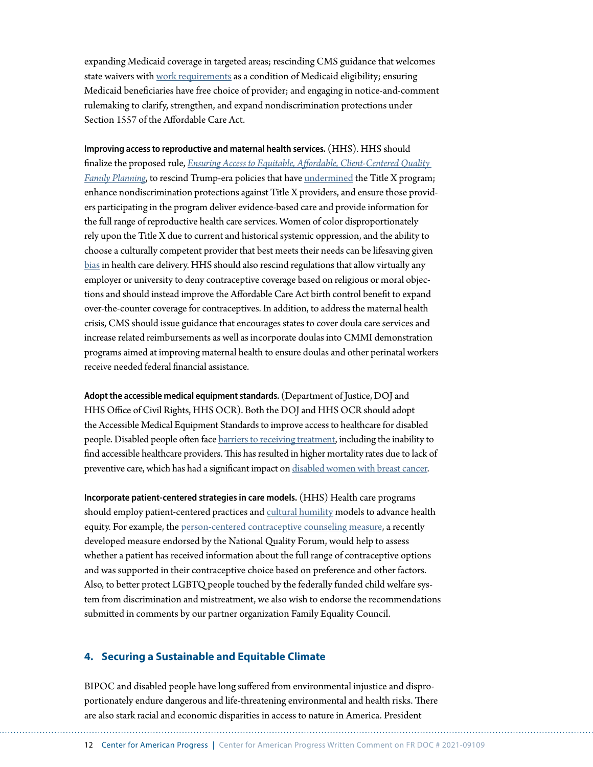expanding Medicaid coverage in targeted areas; rescinding CMS guidance that welcomes state waivers with work requirements as a condition of Medicaid eligibility; ensuring Medicaid beneficiaries have free choice of provider; and engaging in notice-and-comment rulemaking to clarify, strengthen, and expand nondiscrimination protections under Section 1557 of the Affordable Care Act.

**Improving access to reproductive and maternal health services.** (HHS). HHS should finalize the proposed rule, *Ensuring Access to Equitable, Affordable, Client-Centered Quality Family Planning*, to rescind Trump-era policies that have undermined the Title X program; enhance nondiscrimination protections against Title X providers, and ensure those providers participating in the program deliver evidence-based care and provide information for the full range of reproductive health care services. Women of color disproportionately rely upon the Title X due to current and historical systemic oppression, and the ability to choose a culturally competent provider that best meets their needs can be lifesaving given bias in health care delivery. HHS should also rescind regulations that allow virtually any employer or university to deny contraceptive coverage based on religious or moral objections and should instead improve the Affordable Care Act birth control benefit to expand over-the-counter coverage for contraceptives. In addition, to address the maternal health crisis, CMS should issue guidance that encourages states to cover doula care services and increase related reimbursements as well as incorporate doulas into CMMI demonstration programs aimed at improving maternal health to ensure doulas and other perinatal workers receive needed federal financial assistance.

**Adopt the accessible medical equipment standards.** (Department of Justice, DOJ and HHS Office of Civil Rights, HHS OCR). Both the DOJ and HHS OCR should adopt the Accessible Medical Equipment Standards to improve access to healthcare for disabled people. Disabled people often face barriers to receiving treatment, including the inability to find accessible healthcare providers. This has resulted in higher mortality rates due to lack of preventive care, which has had a significant impact on disabled women with breast cancer.

**Incorporate patient-centered strategies in care models.** (HHS) Health care programs should employ patient-centered practices and cultural humility models to advance health equity. For example, the person-centered contraceptive counseling measure, a recently developed measure endorsed by the National Quality Forum, would help to assess whether a patient has received information about the full range of contraceptive options and was supported in their contraceptive choice based on preference and other factors. Also, to better protect LGBTQ people touched by the federally funded child welfare system from discrimination and mistreatment, we also wish to endorse the recommendations submitted in comments by our partner organization Family Equality Council.

## 4. Securing a Sustainable and Equitable Climate

BIPOC and disabled people have long suffered from environmental injustice and disproportionately endure dangerous and life-threatening environmental and health risks. There are also stark racial and economic disparities in access to nature in America. President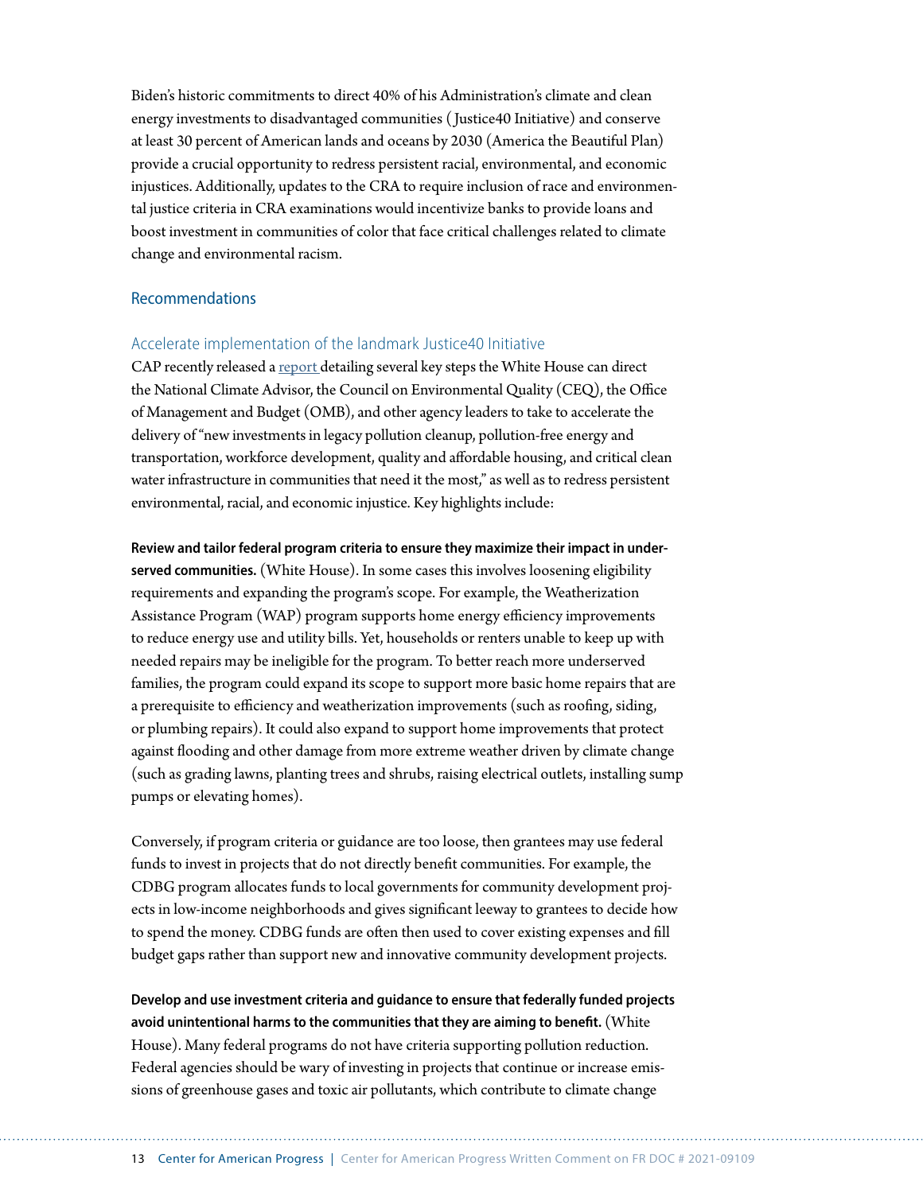Biden's historic commitments to direct 40% of his Administration's climate and clean energy investments to disadvantaged communities ( Justice40 Initiative) and conserve at least 30 percent of American lands and oceans by 2030 (America the Beautiful Plan) provide a crucial opportunity to redress persistent racial, environmental, and economic injustices. Additionally, updates to the CRA to require inclusion of race and environmental justice criteria in CRA examinations would incentivize banks to provide loans and boost investment in communities of color that face critical challenges related to climate change and environmental racism.

## Recommendations

### Accelerate implementation of the landmark Justice40 Initiative

CAP recently released a [report](#) detailing several key steps the White House can direct the National Climate Advisor, the Council on Environmental Quality (CEQ), the Office of Management and Budget (OMB), and other agency leaders to take to accelerate the delivery of "new investments in legacy pollution cleanup, pollution-free energy and transportation, workforce development, quality and affordable housing, and critical clean water infrastructure in communities that need it the most," as well as to redress persistent environmental, racial, and economic injustice. Key highlights include:

**Review and tailor federal program criteria to ensure they maximize their impact in underserved communities.** (White House). In some cases this involves loosening eligibility requirements and expanding the program's scope. For example, the Weatherization Assistance Program (WAP) program supports home energy efficiency improvements to reduce energy use and utility bills. Yet, households or renters unable to keep up with needed repairs may be ineligible for the program. To better reach more underserved families, the program could expand its scope to support more basic home repairs that are a prerequisite to efficiency and weatherization improvements (such as roofing, siding, or plumbing repairs). It could also expand to support home improvements that protect against flooding and other damage from more extreme weather driven by climate change (such as grading lawns, planting trees and shrubs, raising electrical outlets, installing sump pumps or elevating homes).

Conversely, if program criteria or guidance are too loose, then grantees may use federal funds to invest in projects that do not directly benefit communities. For example, the CDBG program allocates funds to local governments for community development projects in low-income neighborhoods and gives significant leeway to grantees to decide how to spend the money. CDBG funds are often then used to cover existing expenses and fill budget gaps rather than support new and innovative community development projects.

**Develop and use investment criteria and guidance to ensure that federally funded projects avoid unintentional harms to the communities that they are aiming to benefit.** (White House). Many federal programs do not have criteria supporting pollution reduction. Federal agencies should be wary of investing in projects that continue or increase emissions of greenhouse gases and toxic air pollutants, which contribute to climate change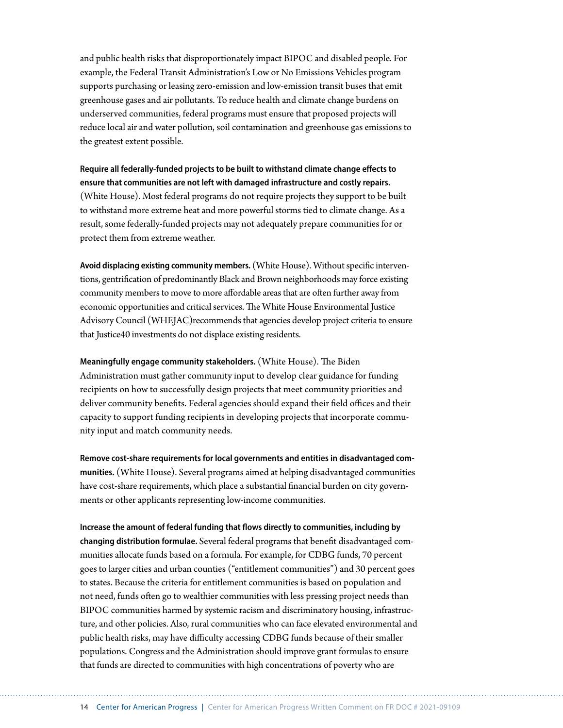and public health risks that disproportionately impact BIPOC and disabled people. For example, the Federal Transit Administration's Low or No Emissions Vehicles program supports purchasing or leasing zero-emission and low-emission transit buses that emit greenhouse gases and air pollutants. To reduce health and climate change burdens on underserved communities, federal programs must ensure that proposed projects will reduce local air and water pollution, soil contamination and greenhouse gas emissions to the greatest extent possible.

**Require all federally-funded projects to be built to withstand climate change effects to ensure that communities are not left with damaged infrastructure and costly repairs.** (White House). Most federal programs do not require projects they support to be built to withstand more extreme heat and more powerful storms tied to climate change. As a result, some federally-funded projects may not adequately prepare communities for or protect them from extreme weather.

**Avoid displacing existing community members.** (White House). Without specific interventions, gentrification of predominantly Black and Brown neighborhoods may force existing community members to move to more affordable areas that are often further away from economic opportunities and critical services. The White House Environmental Justice Advisory Council (WHEJAC)recommends that agencies develop project criteria to ensure that Justice40 investments do not displace existing residents.

**Meaningfully engage community stakeholders.** (White House). The Biden Administration must gather community input to develop clear guidance for funding recipients on how to successfully design projects that meet community priorities and deliver community benefits. Federal agencies should expand their field offices and their capacity to support funding recipients in developing projects that incorporate community input and match community needs.

**Remove cost-share requirements for local governments and entities in disadvantaged communities.** (White House). Several programs aimed at helping disadvantaged communities have cost-share requirements, which place a substantial financial burden on city governments or other applicants representing low-income communities.

**Increase the amount of federal funding that flows directly to communities, including by changing distribution formulae.** Several federal programs that benefit disadvantaged communities allocate funds based on a formula. For example, for CDBG funds, 70 percent goes to larger cities and urban counties ("entitlement communities") and 30 percent goes to states. Because the criteria for entitlement communities is based on population and not need, funds often go to wealthier communities with less pressing project needs than BIPOC communities harmed by systemic racism and discriminatory housing, infrastructure, and other policies. Also, rural communities who can face elevated environmental and public health risks, may have difficulty accessing CDBG funds because of their smaller populations. Congress and the Administration should improve grant formulas to ensure that funds are directed to communities with high concentrations of poverty who are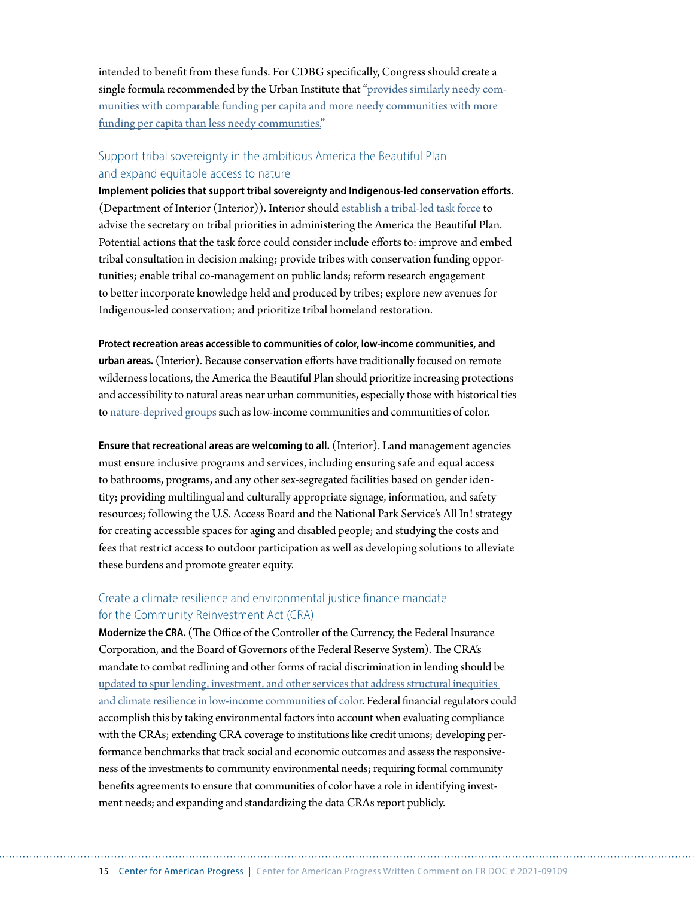intended to benefit from these funds. For CDBG specifically, Congress should create a single formula recommended by the Urban Institute that "provides similarly needy communities with comparable funding per capita and more needy communities with more funding per capita than less needy communities."

## Support tribal sovereignty in the ambitious America the Beautiful Plan and expand equitable access to nature

**Implement policies that support tribal sovereignty and Indigenous-led conservation efforts.** (Department of Interior (Interior)). Interior should establish a tribal-led task force to advise the secretary on tribal priorities in administering the America the Beautiful Plan. Potential actions that the task force could consider include efforts to: improve and embed tribal consultation in decision making; provide tribes with conservation funding opportunities; enable tribal co-management on public lands; reform research engagement to better incorporate knowledge held and produced by tribes; explore new avenues for Indigenous-led conservation; and prioritize tribal homeland restoration.

**Protect recreation areas accessible to communities of color, low-income communities, and urban areas.** (Interior). Because conservation efforts have traditionally focused on remote wilderness locations, the America the Beautiful Plan should prioritize increasing protections and accessibility to natural areas near urban communities, especially those with historical ties to nature-deprived groups such as low-income communities and communities of color.

**Ensure that recreational areas are welcoming to all.** (Interior). Land management agencies must ensure inclusive programs and services, including ensuring safe and equal access to bathrooms, programs, and any other sex-segregated facilities based on gender identity; providing multilingual and culturally appropriate signage, information, and safety resources; following the U.S. Access Board and the National Park Service's All In! strategy for creating accessible spaces for aging and disabled people; and studying the costs and fees that restrict access to outdoor participation as well as developing solutions to alleviate these burdens and promote greater equity.

## Create a climate resilience and environmental justice finance mandate for the Community Reinvestment Act (CRA)

**Modernize the CRA.** (The Office of the Controller of the Currency, the Federal Insurance Corporation, and the Board of Governors of the Federal Reserve System). The CRA's mandate to combat redlining and other forms of racial discrimination in lending should be updated to spur lending, investment, and other services that address structural inequities and climate resilience in low-income communities of color. Federal financial regulators could accomplish this by taking environmental factors into account when evaluating compliance with the CRAs; extending CRA coverage to institutions like credit unions; developing performance benchmarks that track social and economic outcomes and assess the responsiveness of the investments to community environmental needs; requiring formal community benefits agreements to ensure that communities of color have a role in identifying investment needs; and expanding and standardizing the data CRAs report publicly.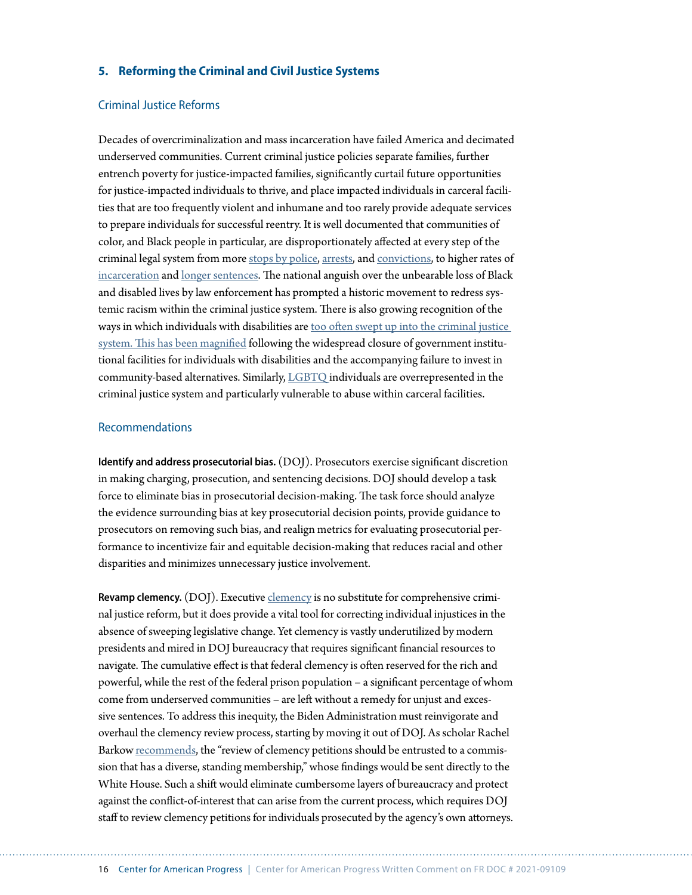## 5. Reforming the Criminal and Civil Justice Systems

### Criminal Justice Reforms

Decades of overcriminalization and mass incarceration have failed America and decimated underserved communities. Current criminal justice policies separate families, further entrench poverty for justice-impacted families, significantly curtail future opportunities for justice-impacted individuals to thrive, and place impacted individuals in carceral facilities that are too frequently violent and inhumane and too rarely provide adequate services to prepare individuals for successful reentry. It is well documented that communities of color, and Black people in particular, are disproportionately affected at every step of the criminal legal system from more stops by police, arrests, and convictions, to higher rates of incarceration and longer sentences. The national anguish over the unbearable loss of Black and disabled lives by law enforcement has prompted a historic movement to redress systemic racism within the criminal justice system. There is also growing recognition of the ways in which individuals with disabilities are too often swept up into the criminal justice system. This has been magnified following the widespread closure of government institutional facilities for individuals with disabilities and the accompanying failure to invest in community-based alternatives. Similarly, LGBTQ individuals are overrepresented in the criminal justice system and particularly vulnerable to abuse within carceral facilities.

### Recommendations

**Identify and address prosecutorial bias.** (DOJ). Prosecutors exercise significant discretion in making charging, prosecution, and sentencing decisions. DOJ should develop a task force to eliminate bias in prosecutorial decision-making. The task force should analyze the evidence surrounding bias at key prosecutorial decision points, provide guidance to prosecutors on removing such bias, and realign metrics for evaluating prosecutorial performance to incentivize fair and equitable decision-making that reduces racial and other disparities and minimizes unnecessary justice involvement.

**Revamp clemency.** (DOJ). Executive clemency is no substitute for comprehensive criminal justice reform, but it does provide a vital tool for correcting individual injustices in the absence of sweeping legislative change. Yet clemency is vastly underutilized by modern presidents and mired in DOJ bureaucracy that requires significant financial resources to navigate. The cumulative effect is that federal clemency is often reserved for the rich and powerful, while the rest of the federal prison population – a significant percentage of whom come from underserved communities – are left without a remedy for unjust and excessive sentences. To address this inequity, the Biden Administration must reinvigorate and overhaul the clemency review process, starting by moving it out of DOJ. As scholar Rachel Barkow recommends, the "review of clemency petitions should be entrusted to a commission that has a diverse, standing membership," whose findings would be sent directly to the White House. Such a shift would eliminate cumbersome layers of bureaucracy and protect against the conflict-of-interest that can arise from the current process, which requires DOJ staff to review clemency petitions for individuals prosecuted by the agency's own attorneys.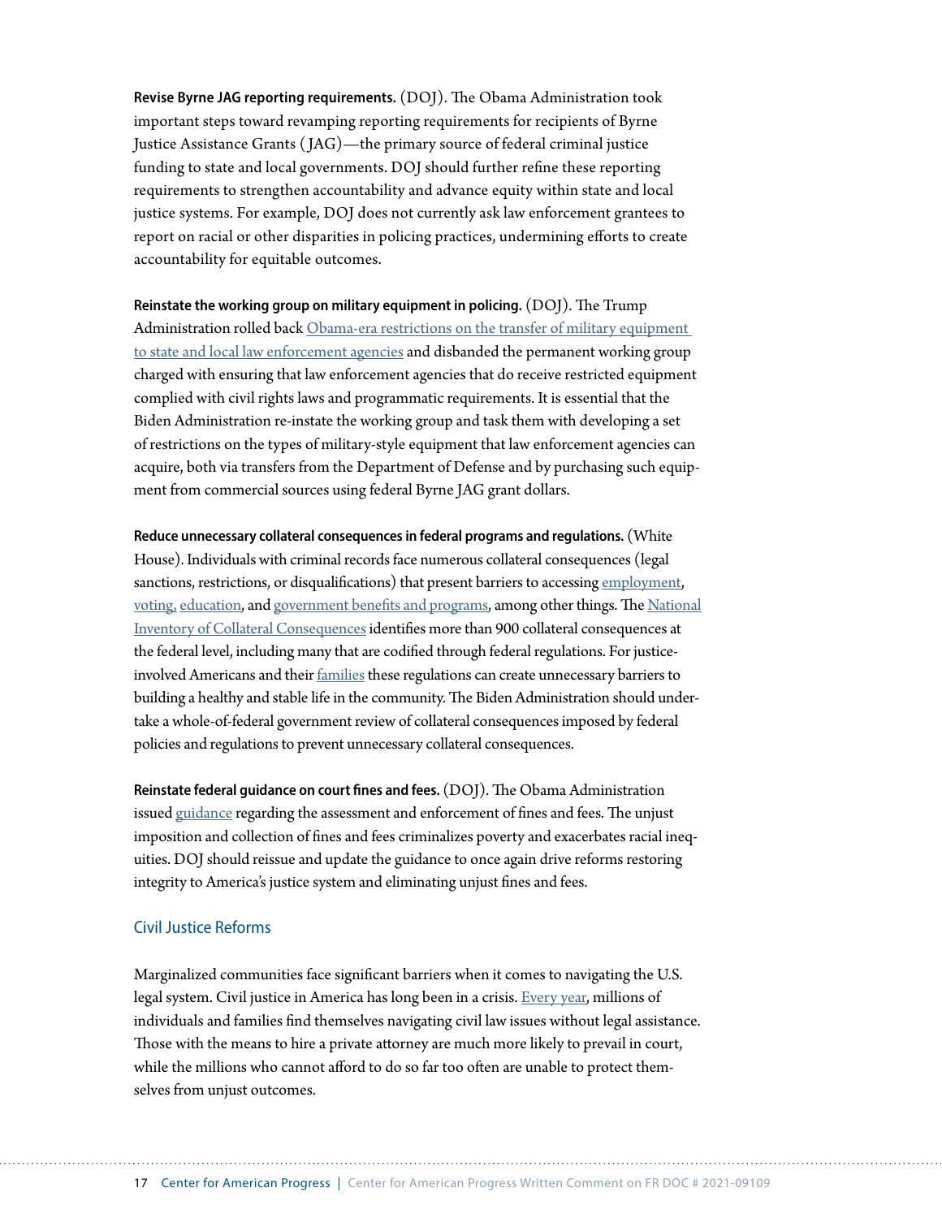**Revise Byrne JAG reporting requirements.** (DOJ). The Obama Administration took important steps toward revamping reporting requirements for recipients of Byrne Justice Assistance Grants (JAG)—the primary source of federal criminal justice funding to state and local governments. DOJ should further refine these reporting requirements to strengthen accountability and advance equity within state and local justice systems. For example, DOJ does not currently ask law enforcement grantees to report on racial or other disparities in policing practices, undermining efforts to create accountability for equitable outcomes.

**Reinstate the working group on military equipment in policing.** (DOJ). The Trump Administration rolled back Obama-era restrictions on the transfer of military equipment to state and local law enforcement agencies and disbanded the permanent working group charged with ensuring that law enforcement agencies that do receive restricted equipment complied with civil rights laws and programmatic requirements. It is essential that the Biden Administration re-instate the working group and task them with developing a set of restrictions on the types of military-style equipment that law enforcement agencies can acquire, both via transfers from the Department of Defense and by purchasing such equipment from commercial sources using federal Byrne JAG grant dollars.

**Reduce unnecessary collateral consequences in federal programs and regulations.** (White House). Individuals with criminal records face numerous collateral consequences (legal sanctions, restrictions, or disqualifications) that present barriers to accessing employment, voting, education, and government benefits and programs, among other things. The National Inventory of Collateral Consequences identifies more than 900 collateral consequences at the federal level, including many that are codified through federal regulations. For justice-involved Americans and their families these regulations can create unnecessary barriers to building a healthy and stable life in the community. The Biden Administration should undertake a whole-of-federal government review of collateral consequences imposed by federal policies and regulations to prevent unnecessary collateral consequences.

**Reinstate federal guidance on court fines and fees.** (DOJ). The Obama Administration issued guidance regarding the assessment and enforcement of fines and fees. The unjust imposition and collection of fines and fees criminalizes poverty and exacerbates racial inequities. DOJ should reissue and update the guidance to once again drive reforms restoring integrity to America's justice system and eliminating unjust fines and fees.

## Civil Justice Reforms

Marginalized communities face significant barriers when it comes to navigating the U.S. legal system. Civil justice in America has long been in a crisis. Every year, millions of individuals and families find themselves navigating civil law issues without legal assistance. Those with the means to hire a private attorney are much more likely to prevail in court, while the millions who cannot afford to do so far too often are unable to protect themselves from unjust outcomes.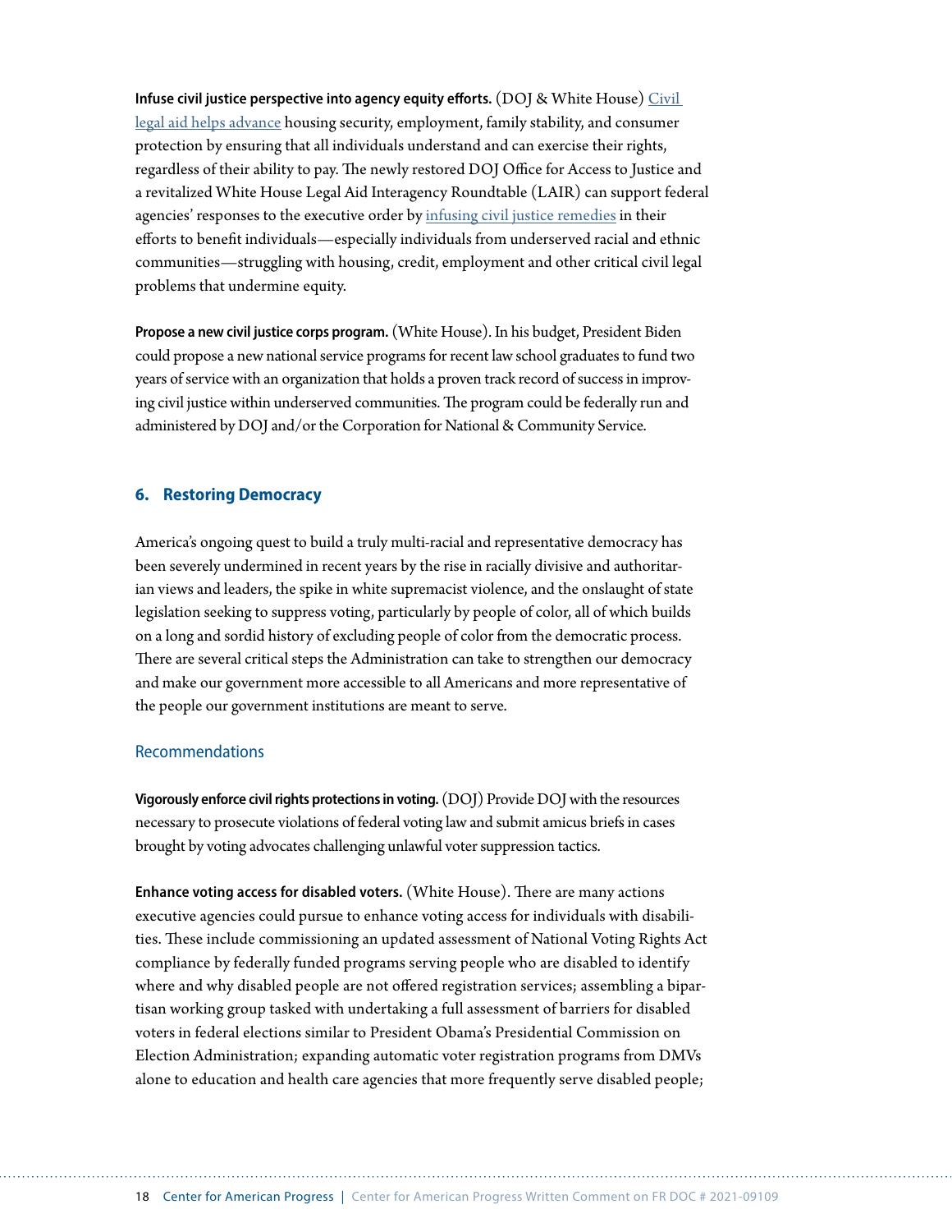**Infuse civil justice perspective into agency equity efforts.** (DOJ & White House) Civil legal aid helps advance housing security, employment, family stability, and consumer protection by ensuring that all individuals understand and can exercise their rights, regardless of their ability to pay. The newly restored DOJ Office for Access to Justice and a revitalized White House Legal Aid Interagency Roundtable (LAIR) can support federal agencies' responses to the executive order by infusing civil justice remedies in their efforts to benefit individuals—especially individuals from underserved racial and ethnic communities—struggling with housing, credit, employment and other critical civil legal problems that undermine equity.

**Propose a new civil justice corps program.** (White House). In his budget, President Biden could propose a new national service programs for recent law school graduates to fund two years of service with an organization that holds a proven track record of success in improving civil justice within underserved communities. The program could be federally run and administered by DOJ and/or the Corporation for National & Community Service.

## 6. Restoring Democracy

America's ongoing quest to build a truly multi-racial and representative democracy has been severely undermined in recent years by the rise in racially divisive and authoritarian views and leaders, the spike in white supremacist violence, and the onslaught of state legislation seeking to suppress voting, particularly by people of color, all of which builds on a long and sordid history of excluding people of color from the democratic process. There are several critical steps the Administration can take to strengthen our democracy and make our government more accessible to all Americans and more representative of the people our government institutions are meant to serve.

### Recommendations

**Vigorously enforce civil rights protections in voting.** (DOJ) Provide DOJ with the resources necessary to prosecute violations of federal voting law and submit amicus briefs in cases brought by voting advocates challenging unlawful voter suppression tactics.

**Enhance voting access for disabled voters.** (White House). There are many actions executive agencies could pursue to enhance voting access for individuals with disabilities. These include commissioning an updated assessment of National Voting Rights Act compliance by federally funded programs serving people who are disabled to identify where and why disabled people are not offered registration services; assembling a bipartisan working group tasked with undertaking a full assessment of barriers for disabled voters in federal elections similar to President Obama's Presidential Commission on Election Administration; expanding automatic voter registration programs from DMVs alone to education and health care agencies that more frequently serve disabled people;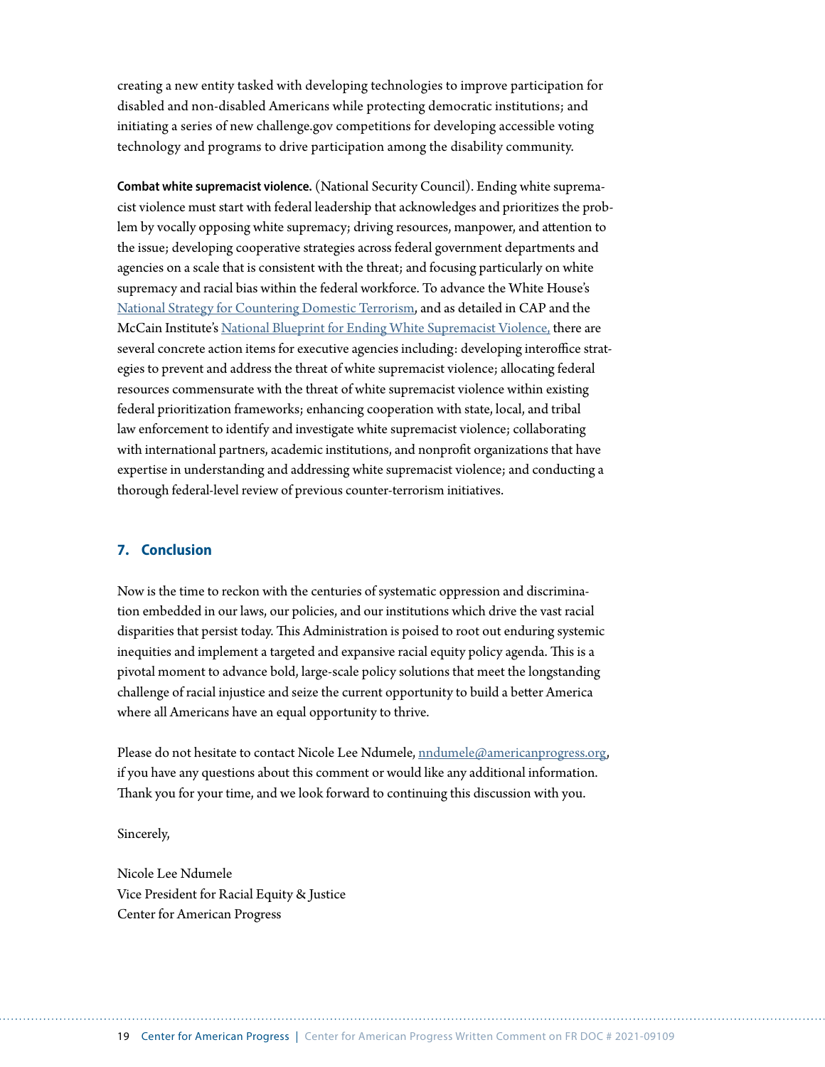creating a new entity tasked with developing technologies to improve participation for disabled and non-disabled Americans while protecting democratic institutions; and initiating a series of new challenge.gov competitions for developing accessible voting technology and programs to drive participation among the disability community.

**Combat white supremacist violence.** (National Security Council). Ending white supremacist violence must start with federal leadership that acknowledges and prioritizes the problem by vocally opposing white supremacy; driving resources, manpower, and attention to the issue; developing cooperative strategies across federal government departments and agencies on a scale that is consistent with the threat; and focusing particularly on white supremacy and racial bias within the federal workforce. To advance the White House's [National Strategy for Countering Domestic Terrorism](), and as detailed in CAP and the McCain Institute's [National Blueprint for Ending White Supremacist Violence,]() there are several concrete action items for executive agencies including: developing interoffice strategies to prevent and address the threat of white supremacist violence; allocating federal resources commensurate with the threat of white supremacist violence within existing federal prioritization frameworks; enhancing cooperation with state, local, and tribal law enforcement to identify and investigate white supremacist violence; collaborating with international partners, academic institutions, and nonprofit organizations that have expertise in understanding and addressing white supremacist violence; and conducting a thorough federal-level review of previous counter-terrorism initiatives.

## 7. Conclusion

Now is the time to reckon with the centuries of systematic oppression and discrimination embedded in our laws, our policies, and our institutions which drive the vast racial disparities that persist today. This Administration is poised to root out enduring systemic inequities and implement a targeted and expansive racial equity policy agenda. This is a pivotal moment to advance bold, large-scale policy solutions that meet the longstanding challenge of racial injustice and seize the current opportunity to build a better America where all Americans have an equal opportunity to thrive.

Please do not hesitate to contact Nicole Lee Ndumele, nndumele@americanprogress.org, if you have any questions about this comment or would like any additional information. Thank you for your time, and we look forward to continuing this discussion with you.

Sincerely,

Nicole Lee Ndumele
Vice President for Racial Equity & Justice
Center for American Progress